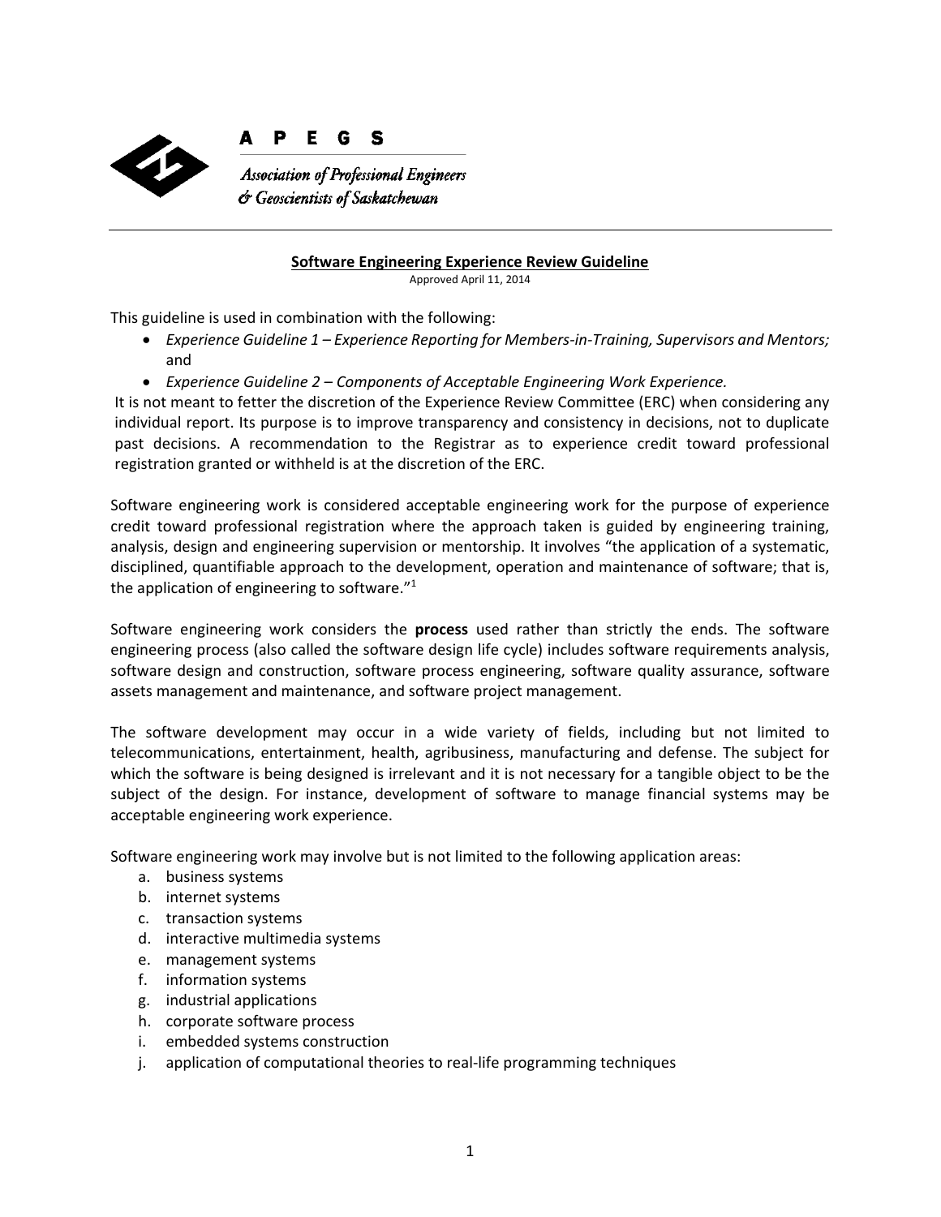**A P E G S**

*Association of Professional Engineers & Geoscientists of Saskatchewan*

---

# Software Engineering Experience Review Guideline

Approved April 11, 2014

This guideline is used in combination with the following:

- *Experience Guideline 1 – Experience Reporting for Members-in-Training, Supervisors and Mentors;* and
- *Experience Guideline 2 – Components of Acceptable Engineering Work Experience.*

It is not meant to fetter the discretion of the Experience Review Committee (ERC) when considering any individual report. Its purpose is to improve transparency and consistency in decisions, not to duplicate past decisions. A recommendation to the Registrar as to experience credit toward professional registration granted or withheld is at the discretion of the ERC.

Software engineering work is considered acceptable engineering work for the purpose of experience credit toward professional registration where the approach taken is guided by engineering training, analysis, design and engineering supervision or mentorship. It involves "the application of a systematic, disciplined, quantifiable approach to the development, operation and maintenance of software; that is, the application of engineering to software."[1]

Software engineering work considers the **process** used rather than strictly the ends. The software engineering process (also called the software design life cycle) includes software requirements analysis, software design and construction, software process engineering, software quality assurance, software assets management and maintenance, and software project management.

The software development may occur in a wide variety of fields, including but not limited to telecommunications, entertainment, health, agribusiness, manufacturing and defense. The subject for which the software is being designed is irrelevant and it is not necessary for a tangible object to be the subject of the design. For instance, development of software to manage financial systems may be acceptable engineering work experience.

Software engineering work may involve but is not limited to the following application areas:

a. business systems
b. internet systems
c. transaction systems
d. interactive multimedia systems
e. management systems
f. information systems
g. industrial applications
h. corporate software process
i. embedded systems construction
j. application of computational theories to real-life programming techniques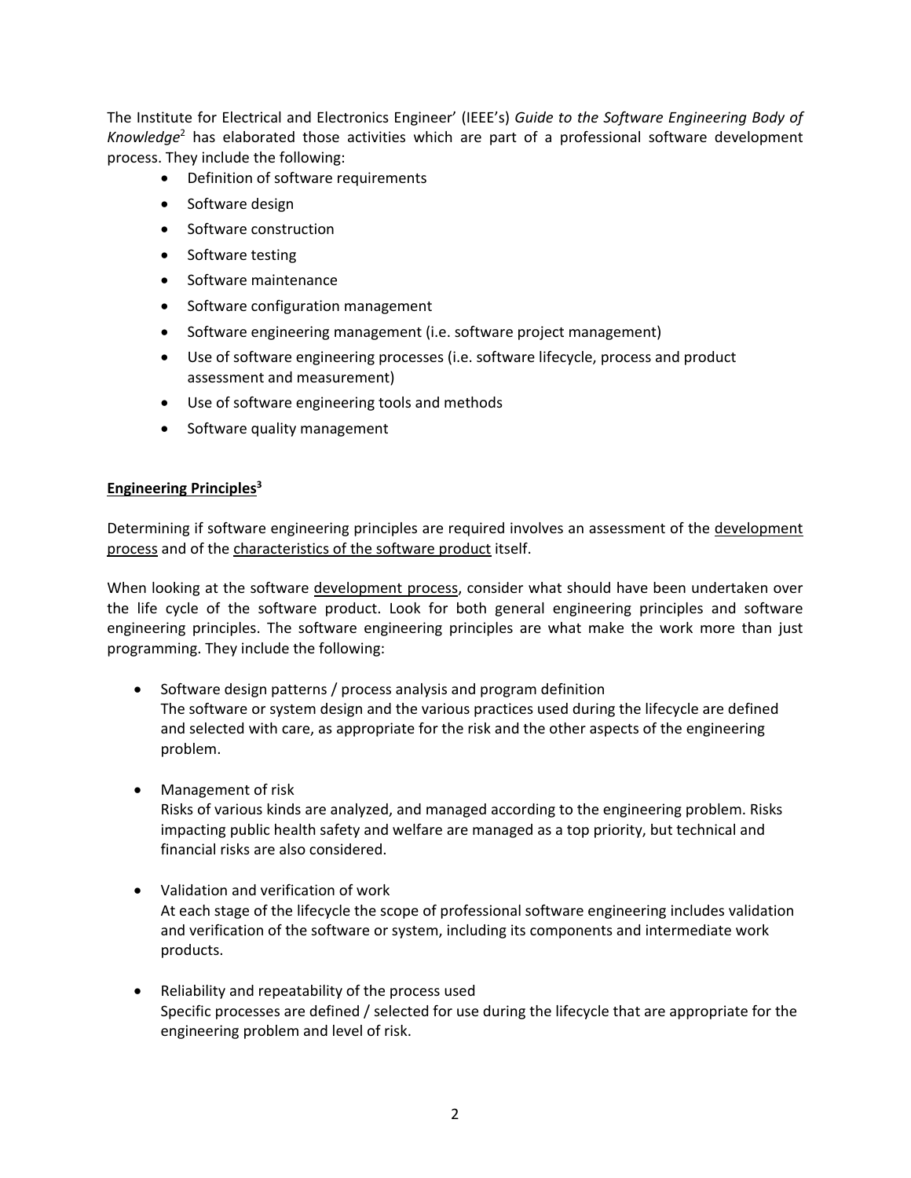The Institute for Electrical and Electronics Engineer' (IEEE's) *Guide to the Software Engineering Body of Knowledge*[2] has elaborated those activities which are part of a professional software development process. They include the following:

- Definition of software requirements
- Software design
- Software construction
- Software testing
- Software maintenance
- Software configuration management
- Software engineering management (i.e. software project management)
- Use of software engineering processes (i.e. software lifecycle, process and product assessment and measurement)
- Use of software engineering tools and methods
- Software quality management

<u>**Engineering Principles**</u>[3]

Determining if software engineering principles are required involves an assessment of the <u>development process</u> and of the <u>characteristics of the software product</u> itself.

When looking at the software <u>development process</u>, consider what should have been undertaken over the life cycle of the software product. Look for both general engineering principles and software engineering principles. The software engineering principles are what make the work more than just programming. They include the following:

- Software design patterns / process analysis and program definition
  The software or system design and the various practices used during the lifecycle are defined and selected with care, as appropriate for the risk and the other aspects of the engineering problem.

- Management of risk
  Risks of various kinds are analyzed, and managed according to the engineering problem. Risks impacting public health safety and welfare are managed as a top priority, but technical and financial risks are also considered.

- Validation and verification of work
  At each stage of the lifecycle the scope of professional software engineering includes validation and verification of the software or system, including its components and intermediate work products.

- Reliability and repeatability of the process used
  Specific processes are defined / selected for use during the lifecycle that are appropriate for the engineering problem and level of risk.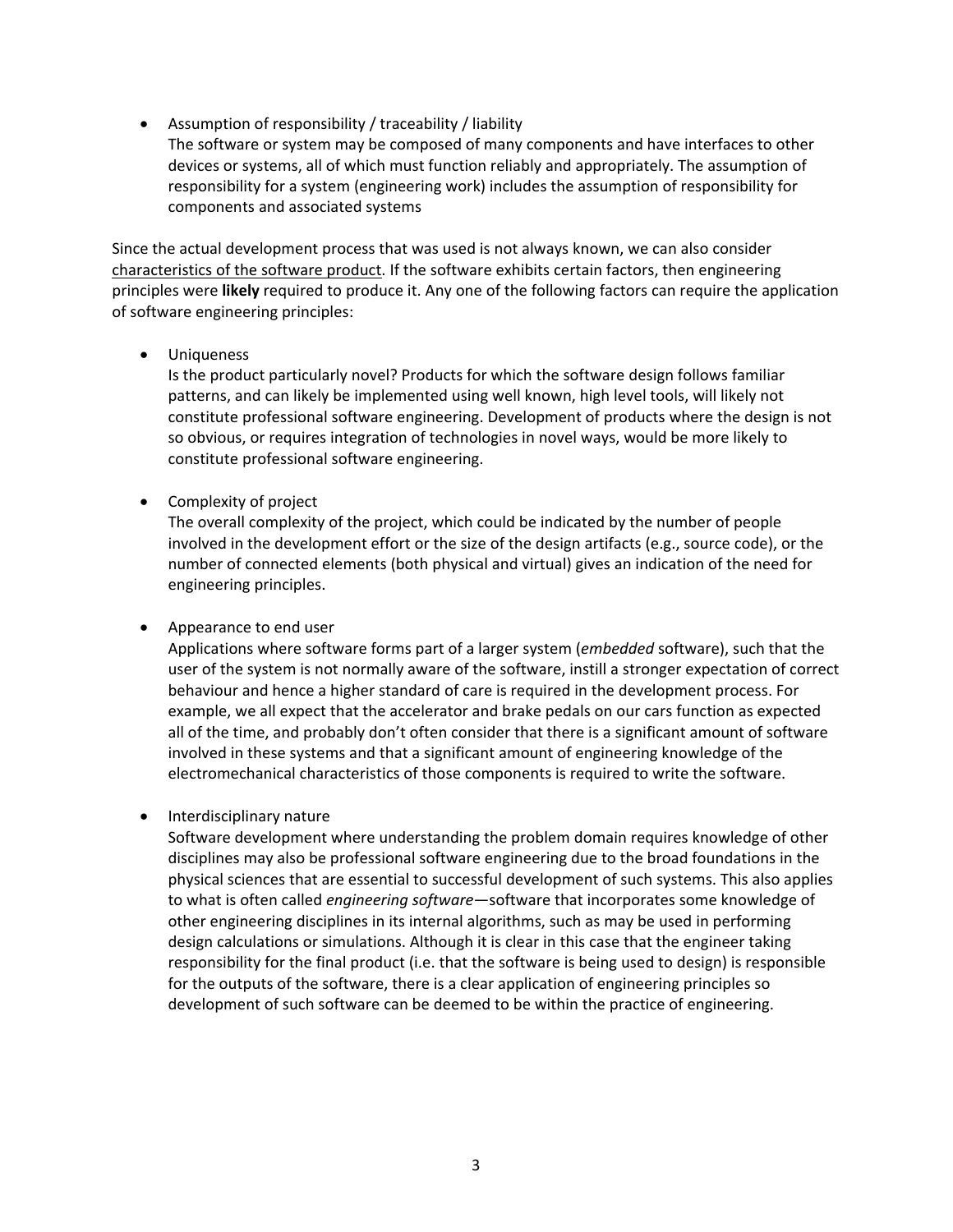- Assumption of responsibility / traceability / liability
  The software or system may be composed of many components and have interfaces to other devices or systems, all of which must function reliably and appropriately. The assumption of responsibility for a system (engineering work) includes the assumption of responsibility for components and associated systems

Since the actual development process that was used is not always known, we can also consider <u>characteristics of the software product</u>. If the software exhibits certain factors, then engineering principles were **likely** required to produce it. Any one of the following factors can require the application of software engineering principles:

- Uniqueness
  Is the product particularly novel? Products for which the software design follows familiar patterns, and can likely be implemented using well known, high level tools, will likely not constitute professional software engineering. Development of products where the design is not so obvious, or requires integration of technologies in novel ways, would be more likely to constitute professional software engineering.

- Complexity of project
  The overall complexity of the project, which could be indicated by the number of people involved in the development effort or the size of the design artifacts (e.g., source code), or the number of connected elements (both physical and virtual) gives an indication of the need for engineering principles.

- Appearance to end user
  Applications where software forms part of a larger system (*embedded* software), such that the user of the system is not normally aware of the software, instill a stronger expectation of correct behaviour and hence a higher standard of care is required in the development process. For example, we all expect that the accelerator and brake pedals on our cars function as expected all of the time, and probably don't often consider that there is a significant amount of software involved in these systems and that a significant amount of engineering knowledge of the electromechanical characteristics of those components is required to write the software.

- Interdisciplinary nature
  Software development where understanding the problem domain requires knowledge of other disciplines may also be professional software engineering due to the broad foundations in the physical sciences that are essential to successful development of such systems. This also applies to what is often called *engineering software*—software that incorporates some knowledge of other engineering disciplines in its internal algorithms, such as may be used in performing design calculations or simulations. Although it is clear in this case that the engineer taking responsibility for the final product (i.e. that the software is being used to design) is responsible for the outputs of the software, there is a clear application of engineering principles so development of such software can be deemed to be within the practice of engineering.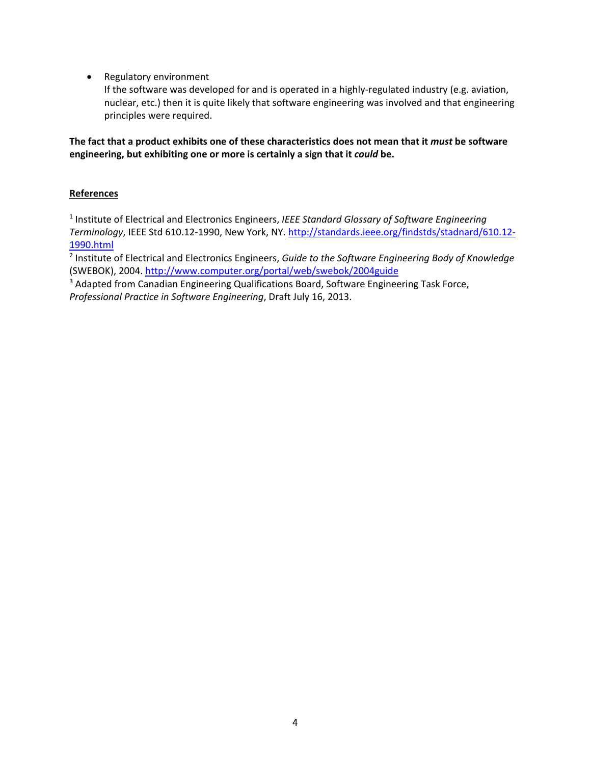- Regulatory environment
  If the software was developed for and is operated in a highly-regulated industry (e.g. aviation, nuclear, etc.) then it is quite likely that software engineering was involved and that engineering principles were required.

**The fact that a product exhibits one of these characteristics does not mean that it *must* be software engineering, but exhibiting one or more is certainly a sign that it *could* be.**

**References**

[1] Institute of Electrical and Electronics Engineers, *IEEE Standard Glossary of Software Engineering Terminology*, IEEE Std 610.12-1990, New York, NY. http://standards.ieee.org/findstds/stadnard/610.12-1990.html

[2] Institute of Electrical and Electronics Engineers, *Guide to the Software Engineering Body of Knowledge* (SWEBOK), 2004. http://www.computer.org/portal/web/swebok/2004guide

[3] Adapted from Canadian Engineering Qualifications Board, Software Engineering Task Force, *Professional Practice in Software Engineering*, Draft July 16, 2013.